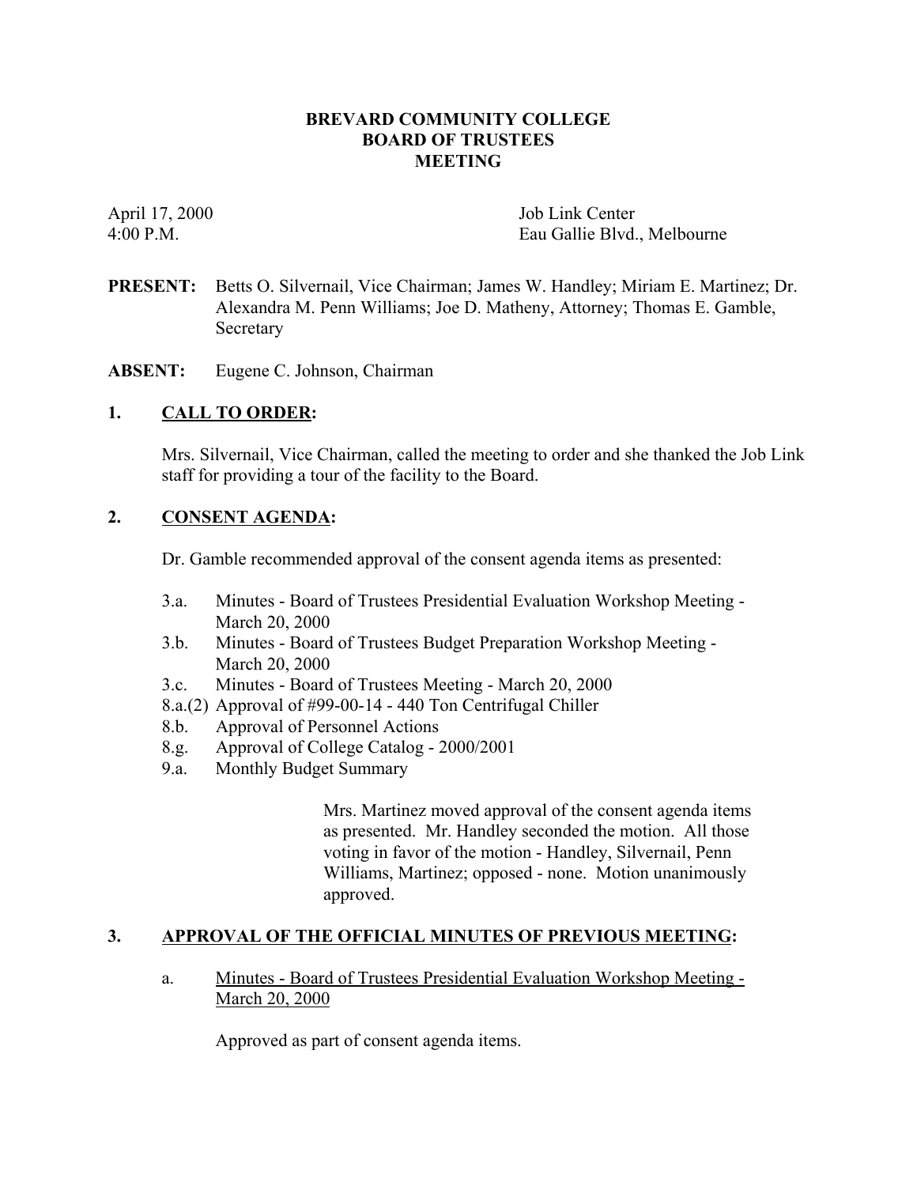# BREVARD COMMUNITY COLLEGE
# BOARD OF TRUSTEES
# MEETING

April 17, 2000
4:00 P.M.

Job Link Center
Eau Gallie Blvd., Melbourne

**PRESENT:** Betts O. Silvernail, Vice Chairman; James W. Handley; Miriam E. Martinez; Dr. Alexandra M. Penn Williams; Joe D. Matheny, Attorney; Thomas E. Gamble, Secretary

**ABSENT:** Eugene C. Johnson, Chairman

## 1. CALL TO ORDER:

Mrs. Silvernail, Vice Chairman, called the meeting to order and she thanked the Job Link staff for providing a tour of the facility to the Board.

## 2. CONSENT AGENDA:

Dr. Gamble recommended approval of the consent agenda items as presented:

- 3.a. Minutes - Board of Trustees Presidential Evaluation Workshop Meeting - March 20, 2000
- 3.b. Minutes - Board of Trustees Budget Preparation Workshop Meeting - March 20, 2000
- 3.c. Minutes - Board of Trustees Meeting - March 20, 2000
- 8.a.(2) Approval of #99-00-14 - 440 Ton Centrifugal Chiller
- 8.b. Approval of Personnel Actions
- 8.g. Approval of College Catalog - 2000/2001
- 9.a. Monthly Budget Summary

Mrs. Martinez moved approval of the consent agenda items as presented. Mr. Handley seconded the motion. All those voting in favor of the motion - Handley, Silvernail, Penn Williams, Martinez; opposed - none. Motion unanimously approved.

## 3. APPROVAL OF THE OFFICIAL MINUTES OF PREVIOUS MEETING:

a. Minutes - Board of Trustees Presidential Evaluation Workshop Meeting - March 20, 2000

Approved as part of consent agenda items.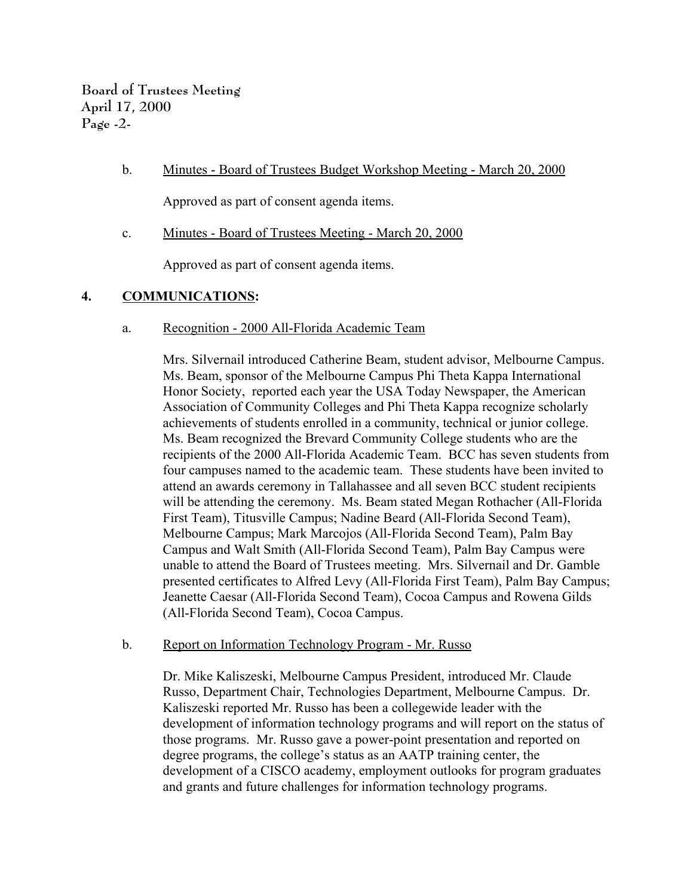b. Minutes - Board of Trustees Budget Workshop Meeting - March 20, 2000

Approved as part of consent agenda items.

c. Minutes - Board of Trustees Meeting - March 20, 2000

Approved as part of consent agenda items.

## 4. COMMUNICATIONS:

a. Recognition - 2000 All-Florida Academic Team

Mrs. Silvernail introduced Catherine Beam, student advisor, Melbourne Campus. Ms. Beam, sponsor of the Melbourne Campus Phi Theta Kappa International Honor Society, reported each year the USA Today Newspaper, the American Association of Community Colleges and Phi Theta Kappa recognize scholarly achievements of students enrolled in a community, technical or junior college. Ms. Beam recognized the Brevard Community College students who are the recipients of the 2000 All-Florida Academic Team. BCC has seven students from four campuses named to the academic team. These students have been invited to attend an awards ceremony in Tallahassee and all seven BCC student recipients will be attending the ceremony. Ms. Beam stated Megan Rothacher (All-Florida First Team), Titusville Campus; Nadine Beard (All-Florida Second Team), Melbourne Campus; Mark Marcojos (All-Florida Second Team), Palm Bay Campus and Walt Smith (All-Florida Second Team), Palm Bay Campus were unable to attend the Board of Trustees meeting. Mrs. Silvernail and Dr. Gamble presented certificates to Alfred Levy (All-Florida First Team), Palm Bay Campus; Jeanette Caesar (All-Florida Second Team), Cocoa Campus and Rowena Gilds (All-Florida Second Team), Cocoa Campus.

b. Report on Information Technology Program - Mr. Russo

Dr. Mike Kaliszeski, Melbourne Campus President, introduced Mr. Claude Russo, Department Chair, Technologies Department, Melbourne Campus. Dr. Kaliszeski reported Mr. Russo has been a collegewide leader with the development of information technology programs and will report on the status of those programs. Mr. Russo gave a power-point presentation and reported on degree programs, the college's status as an AATP training center, the development of a CISCO academy, employment outlooks for program graduates and grants and future challenges for information technology programs.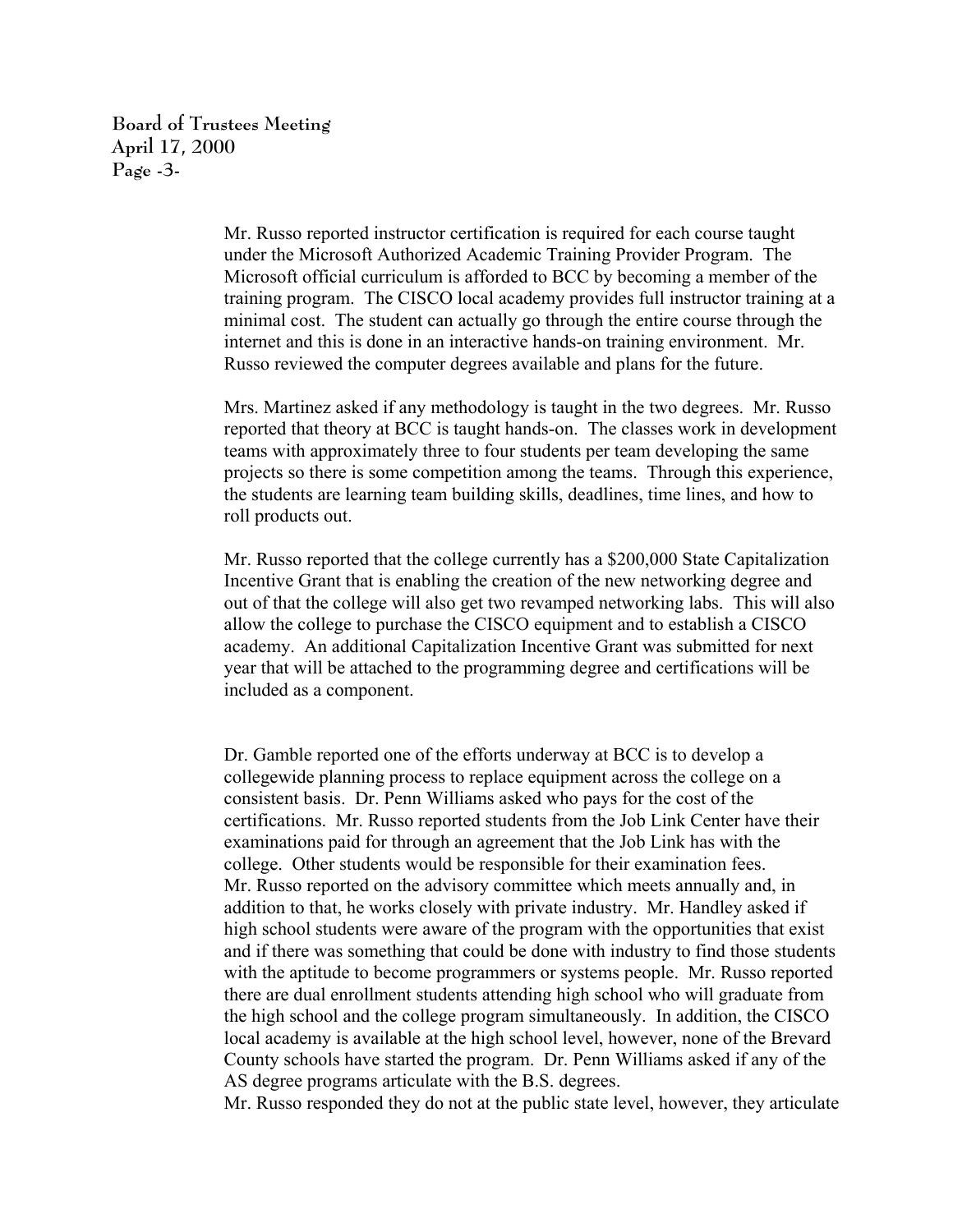Mr. Russo reported instructor certification is required for each course taught under the Microsoft Authorized Academic Training Provider Program. The Microsoft official curriculum is afforded to BCC by becoming a member of the training program. The CISCO local academy provides full instructor training at a minimal cost. The student can actually go through the entire course through the internet and this is done in an interactive hands-on training environment. Mr. Russo reviewed the computer degrees available and plans for the future.

Mrs. Martinez asked if any methodology is taught in the two degrees. Mr. Russo reported that theory at BCC is taught hands-on. The classes work in development teams with approximately three to four students per team developing the same projects so there is some competition among the teams. Through this experience, the students are learning team building skills, deadlines, time lines, and how to roll products out.

Mr. Russo reported that the college currently has a $200,000 State Capitalization Incentive Grant that is enabling the creation of the new networking degree and out of that the college will also get two revamped networking labs. This will also allow the college to purchase the CISCO equipment and to establish a CISCO academy. An additional Capitalization Incentive Grant was submitted for next year that will be attached to the programming degree and certifications will be included as a component.

Dr. Gamble reported one of the efforts underway at BCC is to develop a collegewide planning process to replace equipment across the college on a consistent basis. Dr. Penn Williams asked who pays for the cost of the certifications. Mr. Russo reported students from the Job Link Center have their examinations paid for through an agreement that the Job Link has with the college. Other students would be responsible for their examination fees.
Mr. Russo reported on the advisory committee which meets annually and, in addition to that, he works closely with private industry. Mr. Handley asked if high school students were aware of the program with the opportunities that exist and if there was something that could be done with industry to find those students with the aptitude to become programmers or systems people. Mr. Russo reported there are dual enrollment students attending high school who will graduate from the high school and the college program simultaneously. In addition, the CISCO local academy is available at the high school level, however, none of the Brevard County schools have started the program. Dr. Penn Williams asked if any of the AS degree programs articulate with the B.S. degrees.
Mr. Russo responded they do not at the public state level, however, they articulate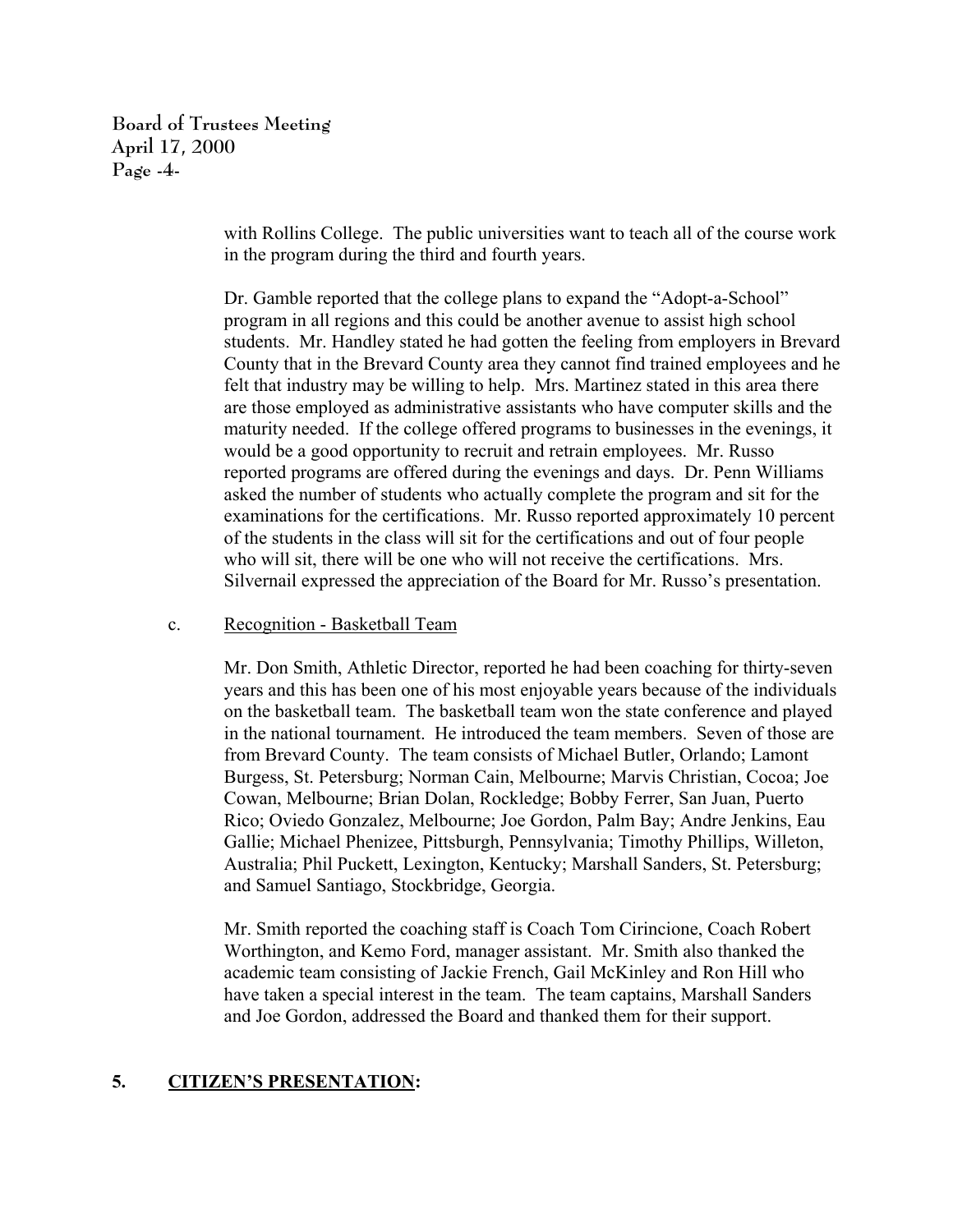with Rollins College. The public universities want to teach all of the course work in the program during the third and fourth years.

Dr. Gamble reported that the college plans to expand the "Adopt-a-School" program in all regions and this could be another avenue to assist high school students. Mr. Handley stated he had gotten the feeling from employers in Brevard County that in the Brevard County area they cannot find trained employees and he felt that industry may be willing to help. Mrs. Martinez stated in this area there are those employed as administrative assistants who have computer skills and the maturity needed. If the college offered programs to businesses in the evenings, it would be a good opportunity to recruit and retrain employees. Mr. Russo reported programs are offered during the evenings and days. Dr. Penn Williams asked the number of students who actually complete the program and sit for the examinations for the certifications. Mr. Russo reported approximately 10 percent of the students in the class will sit for the certifications and out of four people who will sit, there will be one who will not receive the certifications. Mrs. Silvernail expressed the appreciation of the Board for Mr. Russo's presentation.

c. Recognition - Basketball Team

Mr. Don Smith, Athletic Director, reported he had been coaching for thirty-seven years and this has been one of his most enjoyable years because of the individuals on the basketball team. The basketball team won the state conference and played in the national tournament. He introduced the team members. Seven of those are from Brevard County. The team consists of Michael Butler, Orlando; Lamont Burgess, St. Petersburg; Norman Cain, Melbourne; Marvis Christian, Cocoa; Joe Cowan, Melbourne; Brian Dolan, Rockledge; Bobby Ferrer, San Juan, Puerto Rico; Oviedo Gonzalez, Melbourne; Joe Gordon, Palm Bay; Andre Jenkins, Eau Gallie; Michael Phenizee, Pittsburgh, Pennsylvania; Timothy Phillips, Willeton, Australia; Phil Puckett, Lexington, Kentucky; Marshall Sanders, St. Petersburg; and Samuel Santiago, Stockbridge, Georgia.

Mr. Smith reported the coaching staff is Coach Tom Cirincione, Coach Robert Worthington, and Kemo Ford, manager assistant. Mr. Smith also thanked the academic team consisting of Jackie French, Gail McKinley and Ron Hill who have taken a special interest in the team. The team captains, Marshall Sanders and Joe Gordon, addressed the Board and thanked them for their support.

## 5. CITIZEN'S PRESENTATION: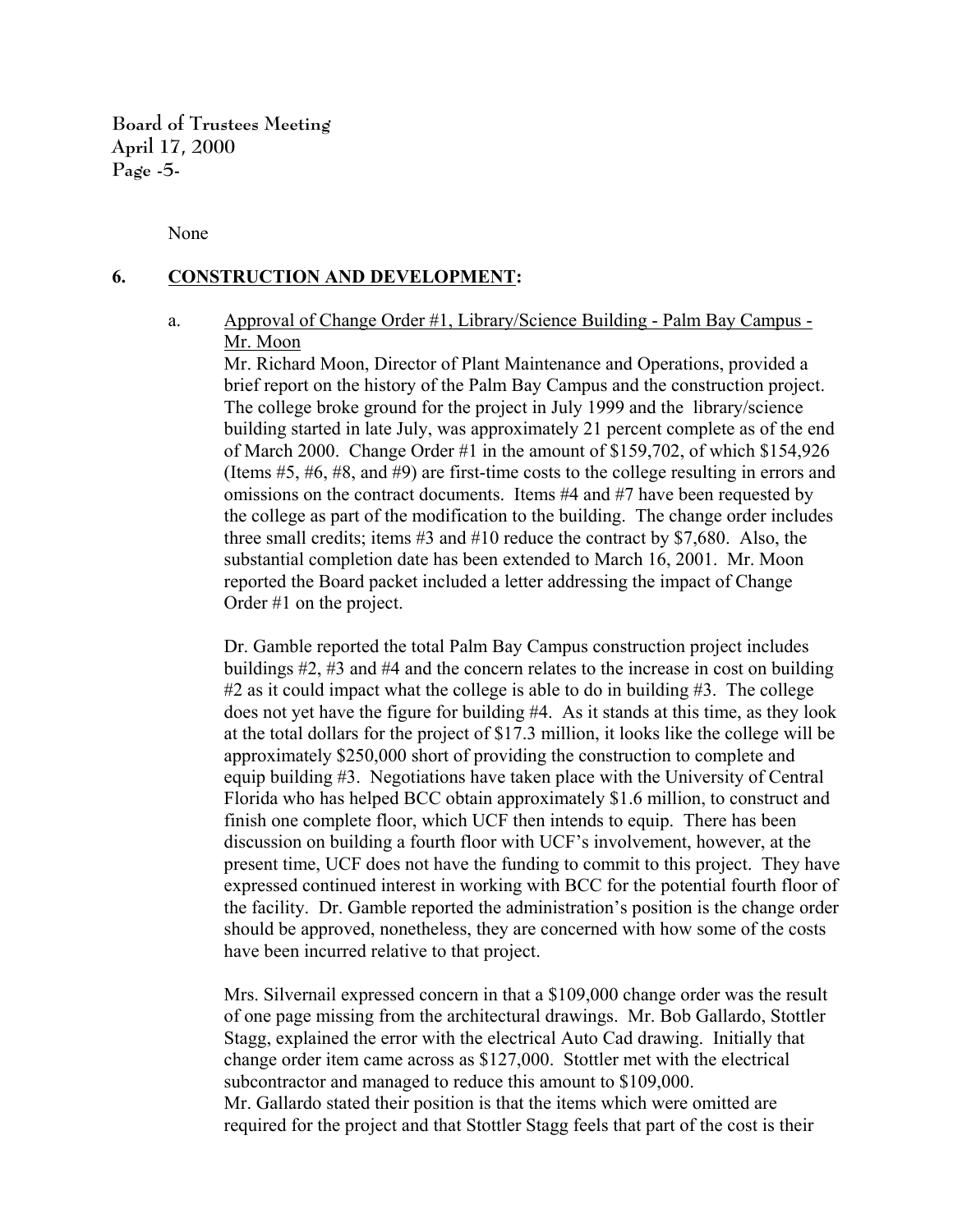None

## 6. CONSTRUCTION AND DEVELOPMENT:

a. Approval of Change Order #1, Library/Science Building - Palm Bay Campus - Mr. Moon

Mr. Richard Moon, Director of Plant Maintenance and Operations, provided a brief report on the history of the Palm Bay Campus and the construction project. The college broke ground for the project in July 1999 and the library/science building started in late July, was approximately 21 percent complete as of the end of March 2000. Change Order #1 in the amount of $159,702, of which $154,926 (Items #5, #6, #8, and #9) are first-time costs to the college resulting in errors and omissions on the contract documents. Items #4 and #7 have been requested by the college as part of the modification to the building. The change order includes three small credits; items #3 and #10 reduce the contract by $7,680. Also, the substantial completion date has been extended to March 16, 2001. Mr. Moon reported the Board packet included a letter addressing the impact of Change Order #1 on the project.

Dr. Gamble reported the total Palm Bay Campus construction project includes buildings #2, #3 and #4 and the concern relates to the increase in cost on building #2 as it could impact what the college is able to do in building #3. The college does not yet have the figure for building #4. As it stands at this time, as they look at the total dollars for the project of $17.3 million, it looks like the college will be approximately $250,000 short of providing the construction to complete and equip building #3. Negotiations have taken place with the University of Central Florida who has helped BCC obtain approximately $1.6 million, to construct and finish one complete floor, which UCF then intends to equip. There has been discussion on building a fourth floor with UCF's involvement, however, at the present time, UCF does not have the funding to commit to this project. They have expressed continued interest in working with BCC for the potential fourth floor of the facility. Dr. Gamble reported the administration's position is the change order should be approved, nonetheless, they are concerned with how some of the costs have been incurred relative to that project.

Mrs. Silvernail expressed concern in that a $109,000 change order was the result of one page missing from the architectural drawings. Mr. Bob Gallardo, Stottler Stagg, explained the error with the electrical Auto Cad drawing. Initially that change order item came across as $127,000. Stottler met with the electrical subcontractor and managed to reduce this amount to $109,000.
Mr. Gallardo stated their position is that the items which were omitted are required for the project and that Stottler Stagg feels that part of the cost is their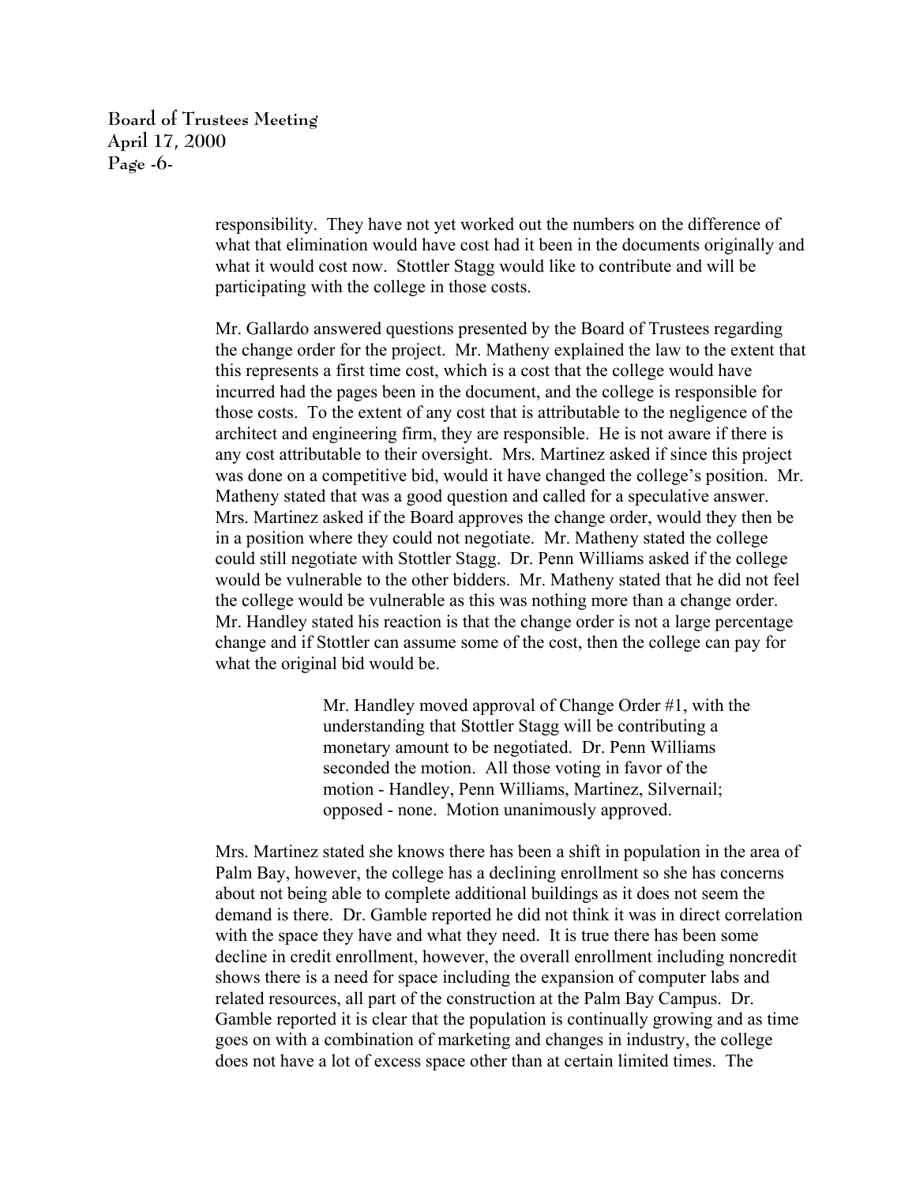responsibility. They have not yet worked out the numbers on the difference of what that elimination would have cost had it been in the documents originally and what it would cost now. Stottler Stagg would like to contribute and will be participating with the college in those costs.

Mr. Gallardo answered questions presented by the Board of Trustees regarding the change order for the project. Mr. Matheny explained the law to the extent that this represents a first time cost, which is a cost that the college would have incurred had the pages been in the document, and the college is responsible for those costs. To the extent of any cost that is attributable to the negligence of the architect and engineering firm, they are responsible. He is not aware if there is any cost attributable to their oversight. Mrs. Martinez asked if since this project was done on a competitive bid, would it have changed the college's position. Mr. Matheny stated that was a good question and called for a speculative answer. Mrs. Martinez asked if the Board approves the change order, would they then be in a position where they could not negotiate. Mr. Matheny stated the college could still negotiate with Stottler Stagg. Dr. Penn Williams asked if the college would be vulnerable to the other bidders. Mr. Matheny stated that he did not feel the college would be vulnerable as this was nothing more than a change order. Mr. Handley stated his reaction is that the change order is not a large percentage change and if Stottler can assume some of the cost, then the college can pay for what the original bid would be.

> Mr. Handley moved approval of Change Order #1, with the understanding that Stottler Stagg will be contributing a monetary amount to be negotiated. Dr. Penn Williams seconded the motion. All those voting in favor of the motion - Handley, Penn Williams, Martinez, Silvernail; opposed - none. Motion unanimously approved.

Mrs. Martinez stated she knows there has been a shift in population in the area of Palm Bay, however, the college has a declining enrollment so she has concerns about not being able to complete additional buildings as it does not seem the demand is there. Dr. Gamble reported he did not think it was in direct correlation with the space they have and what they need. It is true there has been some decline in credit enrollment, however, the overall enrollment including noncredit shows there is a need for space including the expansion of computer labs and related resources, all part of the construction at the Palm Bay Campus. Dr. Gamble reported it is clear that the population is continually growing and as time goes on with a combination of marketing and changes in industry, the college does not have a lot of excess space other than at certain limited times. The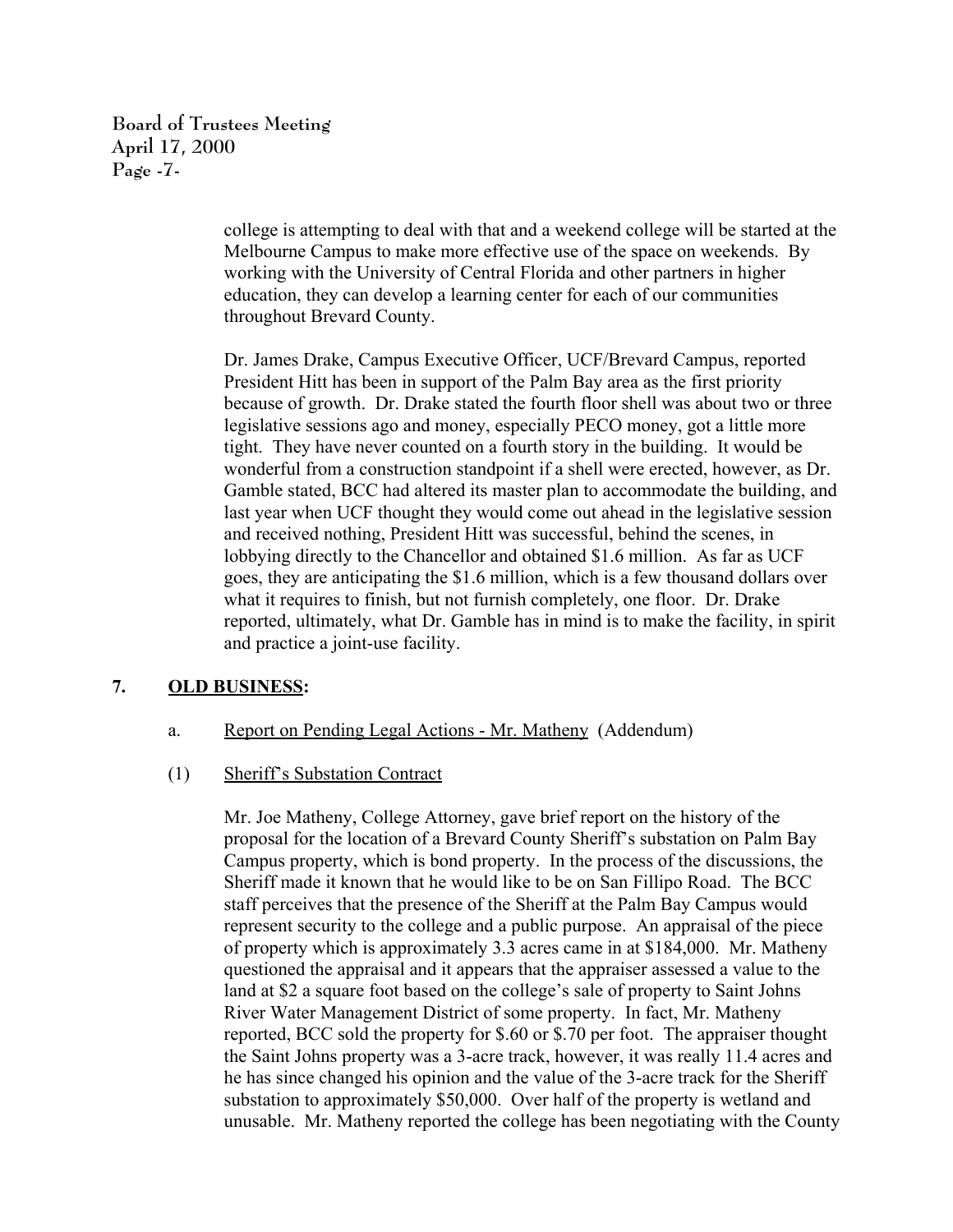college is attempting to deal with that and a weekend college will be started at the Melbourne Campus to make more effective use of the space on weekends. By working with the University of Central Florida and other partners in higher education, they can develop a learning center for each of our communities throughout Brevard County.

Dr. James Drake, Campus Executive Officer, UCF/Brevard Campus, reported President Hitt has been in support of the Palm Bay area as the first priority because of growth. Dr. Drake stated the fourth floor shell was about two or three legislative sessions ago and money, especially PECO money, got a little more tight. They have never counted on a fourth story in the building. It would be wonderful from a construction standpoint if a shell were erected, however, as Dr. Gamble stated, BCC had altered its master plan to accommodate the building, and last year when UCF thought they would come out ahead in the legislative session and received nothing, President Hitt was successful, behind the scenes, in lobbying directly to the Chancellor and obtained $1.6 million. As far as UCF goes, they are anticipating the $1.6 million, which is a few thousand dollars over what it requires to finish, but not furnish completely, one floor. Dr. Drake reported, ultimately, what Dr. Gamble has in mind is to make the facility, in spirit and practice a joint-use facility.

## 7. OLD BUSINESS:

a. Report on Pending Legal Actions - Mr. Matheny (Addendum)

(1) Sheriff's Substation Contract

Mr. Joe Matheny, College Attorney, gave brief report on the history of the proposal for the location of a Brevard County Sheriff's substation on Palm Bay Campus property, which is bond property. In the process of the discussions, the Sheriff made it known that he would like to be on San Fillipo Road. The BCC staff perceives that the presence of the Sheriff at the Palm Bay Campus would represent security to the college and a public purpose. An appraisal of the piece of property which is approximately 3.3 acres came in at $184,000. Mr. Matheny questioned the appraisal and it appears that the appraiser assessed a value to the land at $2 a square foot based on the college's sale of property to Saint Johns River Water Management District of some property. In fact, Mr. Matheny reported, BCC sold the property for $.60 or $.70 per foot. The appraiser thought the Saint Johns property was a 3-acre track, however, it was really 11.4 acres and he has since changed his opinion and the value of the 3-acre track for the Sheriff substation to approximately $50,000. Over half of the property is wetland and unusable. Mr. Matheny reported the college has been negotiating with the County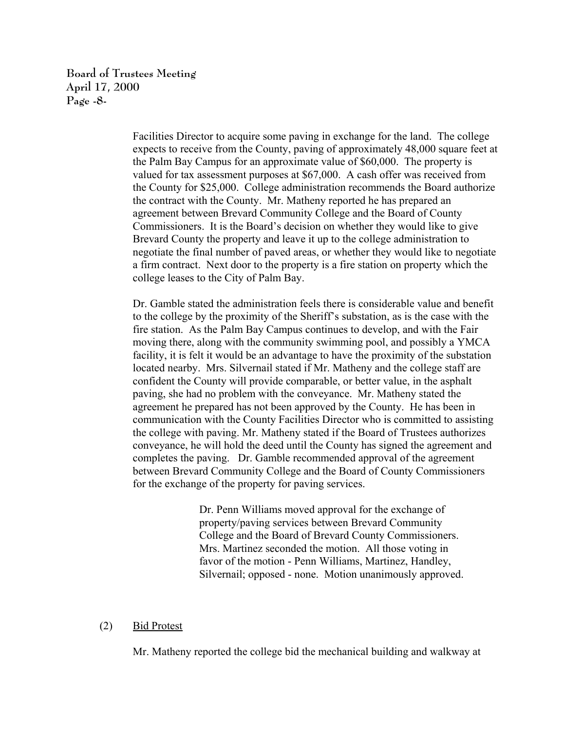Facilities Director to acquire some paving in exchange for the land. The college expects to receive from the County, paving of approximately 48,000 square feet at the Palm Bay Campus for an approximate value of $60,000. The property is valued for tax assessment purposes at $67,000. A cash offer was received from the County for $25,000. College administration recommends the Board authorize the contract with the County. Mr. Matheny reported he has prepared an agreement between Brevard Community College and the Board of County Commissioners. It is the Board's decision on whether they would like to give Brevard County the property and leave it up to the college administration to negotiate the final number of paved areas, or whether they would like to negotiate a firm contract. Next door to the property is a fire station on property which the college leases to the City of Palm Bay.

Dr. Gamble stated the administration feels there is considerable value and benefit to the college by the proximity of the Sheriff's substation, as is the case with the fire station. As the Palm Bay Campus continues to develop, and with the Fair moving there, along with the community swimming pool, and possibly a YMCA facility, it is felt it would be an advantage to have the proximity of the substation located nearby. Mrs. Silvernail stated if Mr. Matheny and the college staff are confident the County will provide comparable, or better value, in the asphalt paving, she had no problem with the conveyance. Mr. Matheny stated the agreement he prepared has not been approved by the County. He has been in communication with the County Facilities Director who is committed to assisting the college with paving. Mr. Matheny stated if the Board of Trustees authorizes conveyance, he will hold the deed until the County has signed the agreement and completes the paving. Dr. Gamble recommended approval of the agreement between Brevard Community College and the Board of County Commissioners for the exchange of the property for paving services.

> Dr. Penn Williams moved approval for the exchange of property/paving services between Brevard Community College and the Board of Brevard County Commissioners. Mrs. Martinez seconded the motion. All those voting in favor of the motion - Penn Williams, Martinez, Handley, Silvernail; opposed - none. Motion unanimously approved.

(2) Bid Protest

Mr. Matheny reported the college bid the mechanical building and walkway at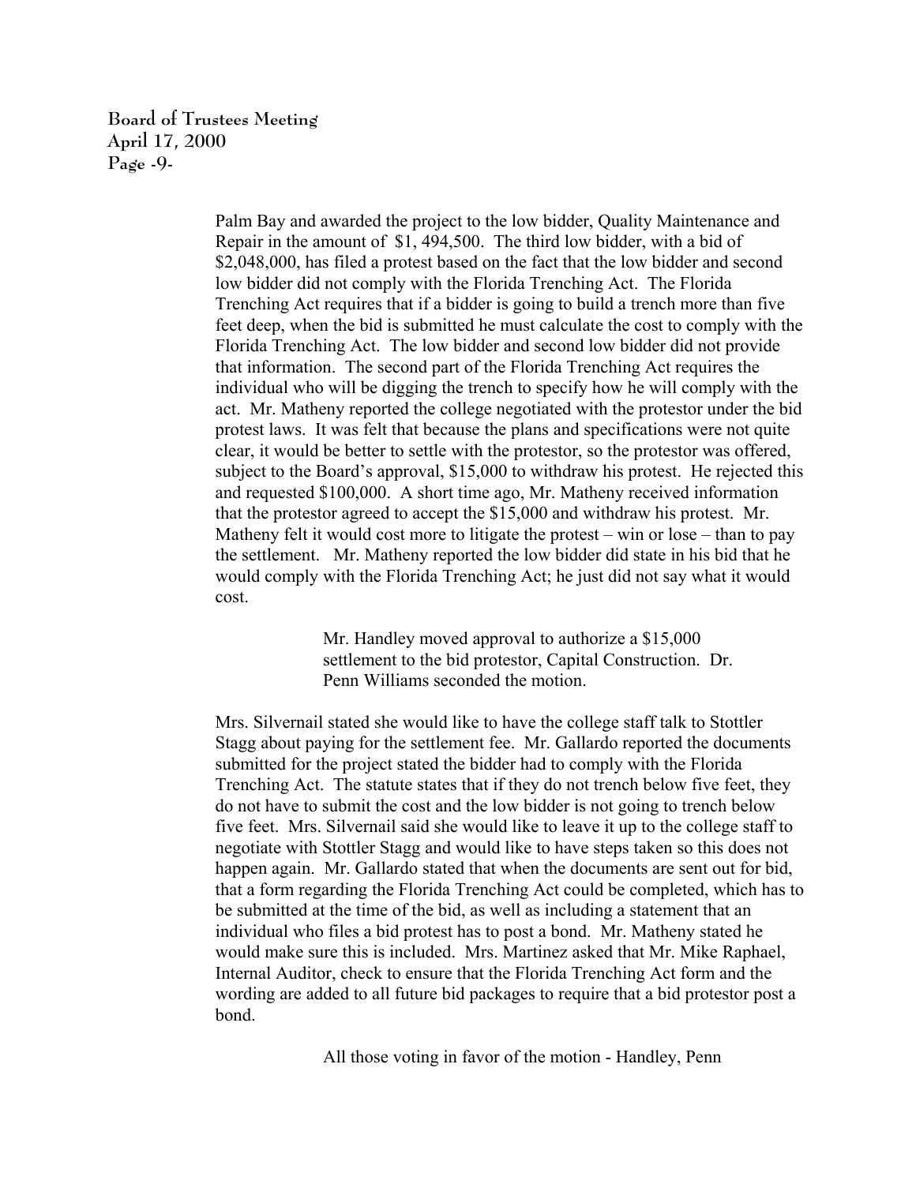Palm Bay and awarded the project to the low bidder, Quality Maintenance and Repair in the amount of $1, 494,500. The third low bidder, with a bid of $2,048,000, has filed a protest based on the fact that the low bidder and second low bidder did not comply with the Florida Trenching Act. The Florida Trenching Act requires that if a bidder is going to build a trench more than five feet deep, when the bid is submitted he must calculate the cost to comply with the Florida Trenching Act. The low bidder and second low bidder did not provide that information. The second part of the Florida Trenching Act requires the individual who will be digging the trench to specify how he will comply with the act. Mr. Matheny reported the college negotiated with the protestor under the bid protest laws. It was felt that because the plans and specifications were not quite clear, it would be better to settle with the protestor, so the protestor was offered, subject to the Board's approval, $15,000 to withdraw his protest. He rejected this and requested $100,000. A short time ago, Mr. Matheny received information that the protestor agreed to accept the $15,000 and withdraw his protest. Mr. Matheny felt it would cost more to litigate the protest – win or lose – than to pay the settlement. Mr. Matheny reported the low bidder did state in his bid that he would comply with the Florida Trenching Act; he just did not say what it would cost.

> Mr. Handley moved approval to authorize a $15,000 settlement to the bid protestor, Capital Construction. Dr. Penn Williams seconded the motion.

Mrs. Silvernail stated she would like to have the college staff talk to Stottler Stagg about paying for the settlement fee. Mr. Gallardo reported the documents submitted for the project stated the bidder had to comply with the Florida Trenching Act. The statute states that if they do not trench below five feet, they do not have to submit the cost and the low bidder is not going to trench below five feet. Mrs. Silvernail said she would like to leave it up to the college staff to negotiate with Stottler Stagg and would like to have steps taken so this does not happen again. Mr. Gallardo stated that when the documents are sent out for bid, that a form regarding the Florida Trenching Act could be completed, which has to be submitted at the time of the bid, as well as including a statement that an individual who files a bid protest has to post a bond. Mr. Matheny stated he would make sure this is included. Mrs. Martinez asked that Mr. Mike Raphael, Internal Auditor, check to ensure that the Florida Trenching Act form and the wording are added to all future bid packages to require that a bid protestor post a bond.

> All those voting in favor of the motion - Handley, Penn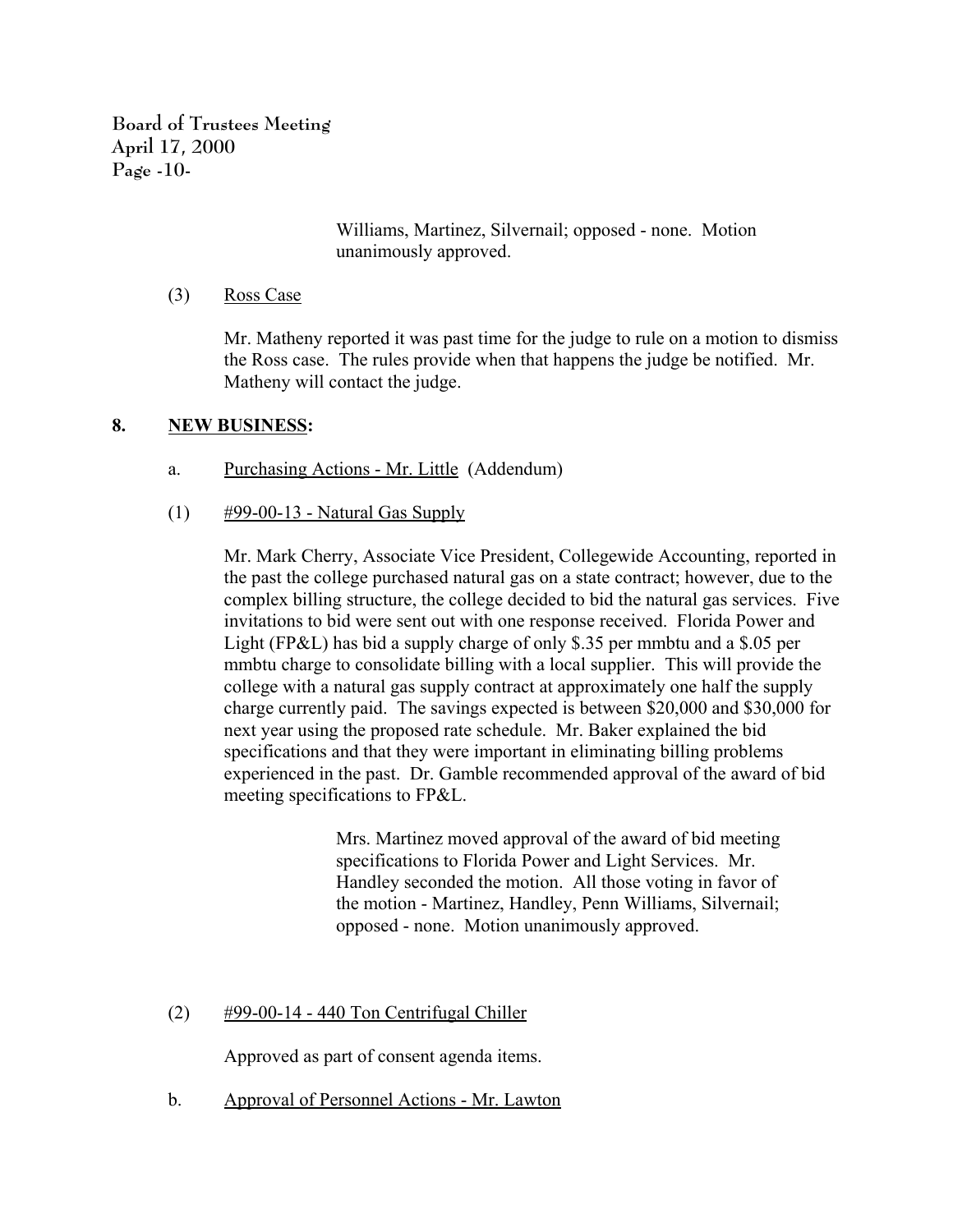Williams, Martinez, Silvernail; opposed - none. Motion unanimously approved.

(3) Ross Case

Mr. Matheny reported it was past time for the judge to rule on a motion to dismiss the Ross case. The rules provide when that happens the judge be notified. Mr. Matheny will contact the judge.

**8. NEW BUSINESS:**

a. Purchasing Actions - Mr. Little (Addendum)

(1) #99-00-13 - Natural Gas Supply

Mr. Mark Cherry, Associate Vice President, Collegewide Accounting, reported in the past the college purchased natural gas on a state contract; however, due to the complex billing structure, the college decided to bid the natural gas services. Five invitations to bid were sent out with one response received. Florida Power and Light (FP&L) has bid a supply charge of only $.35 per mmbtu and a $.05 per mmbtu charge to consolidate billing with a local supplier. This will provide the college with a natural gas supply contract at approximately one half the supply charge currently paid. The savings expected is between $20,000 and $30,000 for next year using the proposed rate schedule. Mr. Baker explained the bid specifications and that they were important in eliminating billing problems experienced in the past. Dr. Gamble recommended approval of the award of bid meeting specifications to FP&L.

Mrs. Martinez moved approval of the award of bid meeting specifications to Florida Power and Light Services. Mr. Handley seconded the motion. All those voting in favor of the motion - Martinez, Handley, Penn Williams, Silvernail; opposed - none. Motion unanimously approved.

(2) #99-00-14 - 440 Ton Centrifugal Chiller

Approved as part of consent agenda items.

b. Approval of Personnel Actions - Mr. Lawton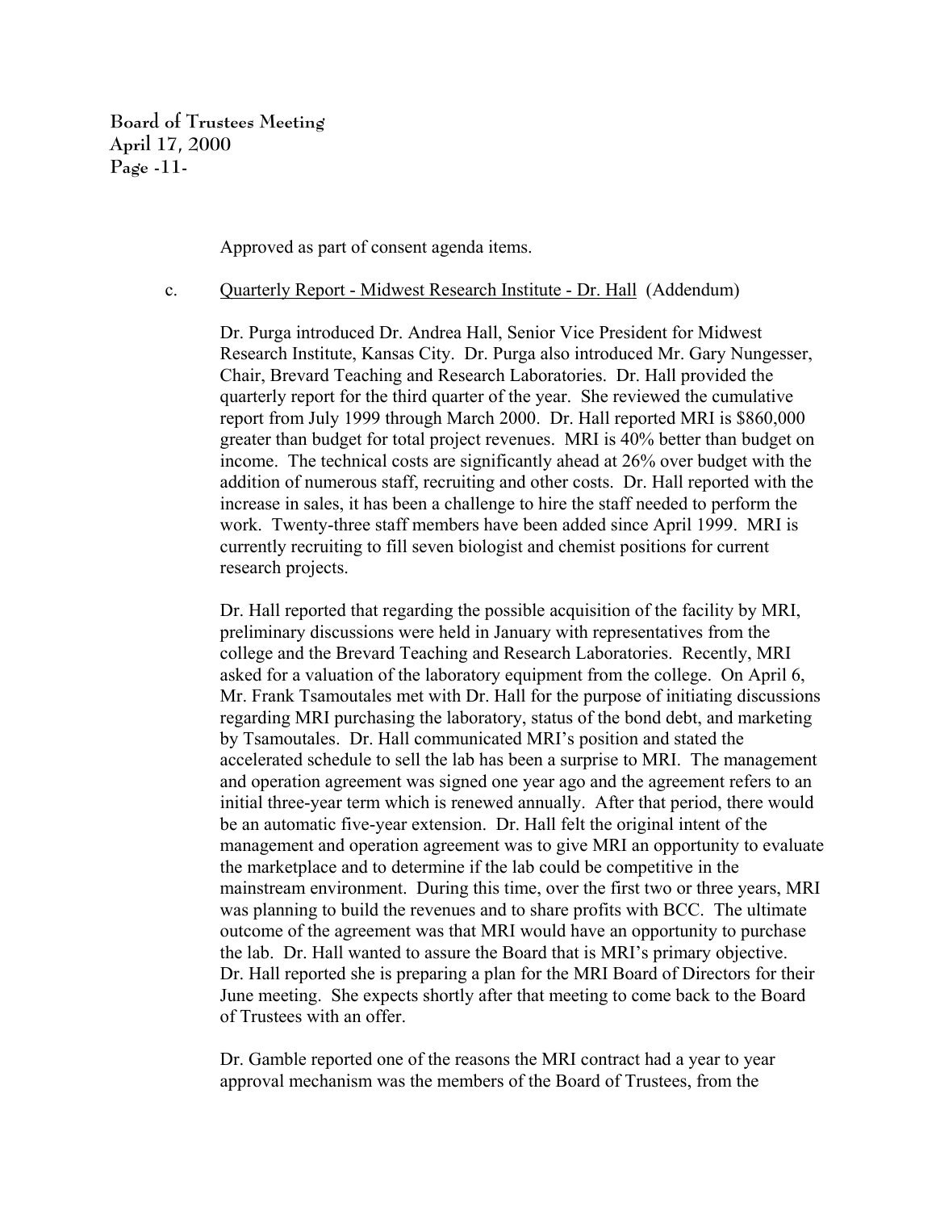Approved as part of consent agenda items.

c. Quarterly Report - Midwest Research Institute - Dr. Hall (Addendum)

Dr. Purga introduced Dr. Andrea Hall, Senior Vice President for Midwest Research Institute, Kansas City. Dr. Purga also introduced Mr. Gary Nungesser, Chair, Brevard Teaching and Research Laboratories. Dr. Hall provided the quarterly report for the third quarter of the year. She reviewed the cumulative report from July 1999 through March 2000. Dr. Hall reported MRI is $860,000 greater than budget for total project revenues. MRI is 40% better than budget on income. The technical costs are significantly ahead at 26% over budget with the addition of numerous staff, recruiting and other costs. Dr. Hall reported with the increase in sales, it has been a challenge to hire the staff needed to perform the work. Twenty-three staff members have been added since April 1999. MRI is currently recruiting to fill seven biologist and chemist positions for current research projects.

Dr. Hall reported that regarding the possible acquisition of the facility by MRI, preliminary discussions were held in January with representatives from the college and the Brevard Teaching and Research Laboratories. Recently, MRI asked for a valuation of the laboratory equipment from the college. On April 6, Mr. Frank Tsamoutales met with Dr. Hall for the purpose of initiating discussions regarding MRI purchasing the laboratory, status of the bond debt, and marketing by Tsamoutales. Dr. Hall communicated MRI's position and stated the accelerated schedule to sell the lab has been a surprise to MRI. The management and operation agreement was signed one year ago and the agreement refers to an initial three-year term which is renewed annually. After that period, there would be an automatic five-year extension. Dr. Hall felt the original intent of the management and operation agreement was to give MRI an opportunity to evaluate the marketplace and to determine if the lab could be competitive in the mainstream environment. During this time, over the first two or three years, MRI was planning to build the revenues and to share profits with BCC. The ultimate outcome of the agreement was that MRI would have an opportunity to purchase the lab. Dr. Hall wanted to assure the Board that is MRI's primary objective. Dr. Hall reported she is preparing a plan for the MRI Board of Directors for their June meeting. She expects shortly after that meeting to come back to the Board of Trustees with an offer.

Dr. Gamble reported one of the reasons the MRI contract had a year to year approval mechanism was the members of the Board of Trustees, from the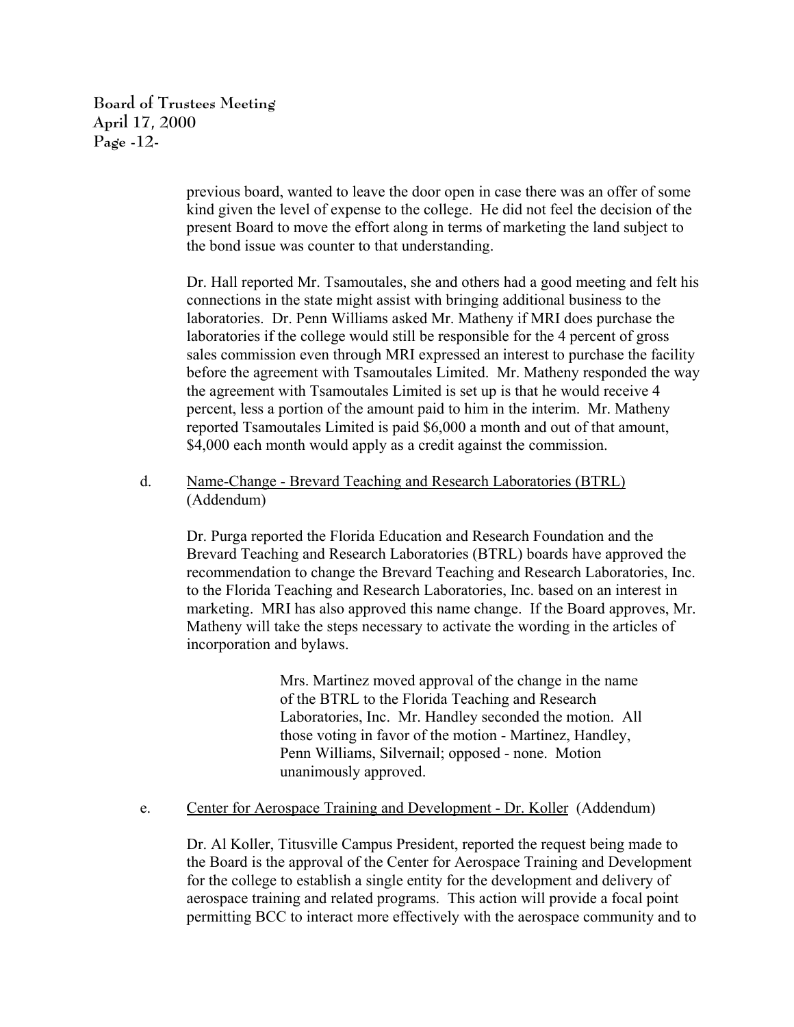previous board, wanted to leave the door open in case there was an offer of some kind given the level of expense to the college. He did not feel the decision of the present Board to move the effort along in terms of marketing the land subject to the bond issue was counter to that understanding.

Dr. Hall reported Mr. Tsamoutales, she and others had a good meeting and felt his connections in the state might assist with bringing additional business to the laboratories. Dr. Penn Williams asked Mr. Matheny if MRI does purchase the laboratories if the college would still be responsible for the 4 percent of gross sales commission even through MRI expressed an interest to purchase the facility before the agreement with Tsamoutales Limited. Mr. Matheny responded the way the agreement with Tsamoutales Limited is set up is that he would receive 4 percent, less a portion of the amount paid to him in the interim. Mr. Matheny reported Tsamoutales Limited is paid $6,000 a month and out of that amount, $4,000 each month would apply as a credit against the commission.

d. Name-Change - Brevard Teaching and Research Laboratories (BTRL) (Addendum)

Dr. Purga reported the Florida Education and Research Foundation and the Brevard Teaching and Research Laboratories (BTRL) boards have approved the recommendation to change the Brevard Teaching and Research Laboratories, Inc. to the Florida Teaching and Research Laboratories, Inc. based on an interest in marketing. MRI has also approved this name change. If the Board approves, Mr. Matheny will take the steps necessary to activate the wording in the articles of incorporation and bylaws.

> Mrs. Martinez moved approval of the change in the name of the BTRL to the Florida Teaching and Research Laboratories, Inc. Mr. Handley seconded the motion. All those voting in favor of the motion - Martinez, Handley, Penn Williams, Silvernail; opposed - none. Motion unanimously approved.

e. Center for Aerospace Training and Development - Dr. Koller (Addendum)

Dr. Al Koller, Titusville Campus President, reported the request being made to the Board is the approval of the Center for Aerospace Training and Development for the college to establish a single entity for the development and delivery of aerospace training and related programs. This action will provide a focal point permitting BCC to interact more effectively with the aerospace community and to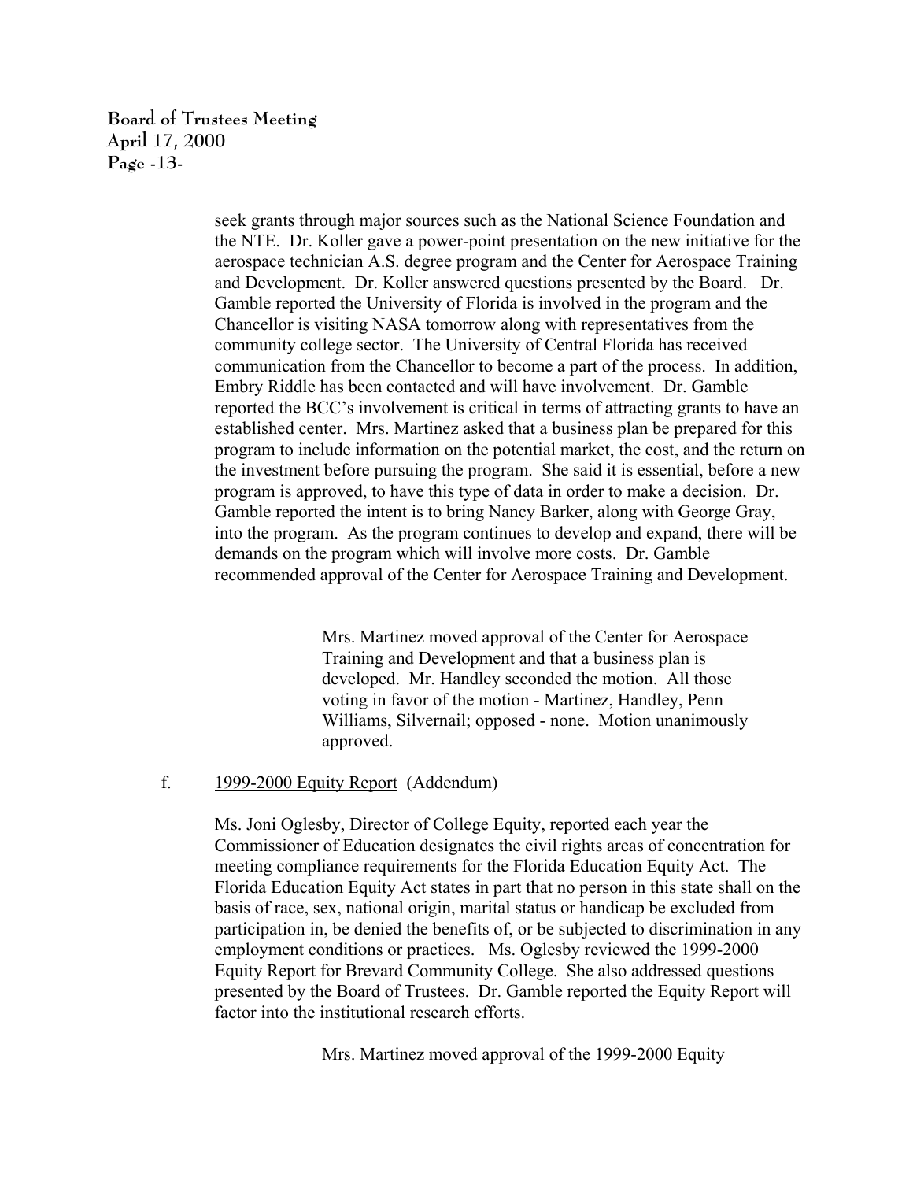seek grants through major sources such as the National Science Foundation and the NTE. Dr. Koller gave a power-point presentation on the new initiative for the aerospace technician A.S. degree program and the Center for Aerospace Training and Development. Dr. Koller answered questions presented by the Board. Dr. Gamble reported the University of Florida is involved in the program and the Chancellor is visiting NASA tomorrow along with representatives from the community college sector. The University of Central Florida has received communication from the Chancellor to become a part of the process. In addition, Embry Riddle has been contacted and will have involvement. Dr. Gamble reported the BCC's involvement is critical in terms of attracting grants to have an established center. Mrs. Martinez asked that a business plan be prepared for this program to include information on the potential market, the cost, and the return on the investment before pursuing the program. She said it is essential, before a new program is approved, to have this type of data in order to make a decision. Dr. Gamble reported the intent is to bring Nancy Barker, along with George Gray, into the program. As the program continues to develop and expand, there will be demands on the program which will involve more costs. Dr. Gamble recommended approval of the Center for Aerospace Training and Development.

> Mrs. Martinez moved approval of the Center for Aerospace Training and Development and that a business plan is developed. Mr. Handley seconded the motion. All those voting in favor of the motion - Martinez, Handley, Penn Williams, Silvernail; opposed - none. Motion unanimously approved.

f. 1999-2000 Equity Report (Addendum)

Ms. Joni Oglesby, Director of College Equity, reported each year the Commissioner of Education designates the civil rights areas of concentration for meeting compliance requirements for the Florida Education Equity Act. The Florida Education Equity Act states in part that no person in this state shall on the basis of race, sex, national origin, marital status or handicap be excluded from participation in, be denied the benefits of, or be subjected to discrimination in any employment conditions or practices. Ms. Oglesby reviewed the 1999-2000 Equity Report for Brevard Community College. She also addressed questions presented by the Board of Trustees. Dr. Gamble reported the Equity Report will factor into the institutional research efforts.

> Mrs. Martinez moved approval of the 1999-2000 Equity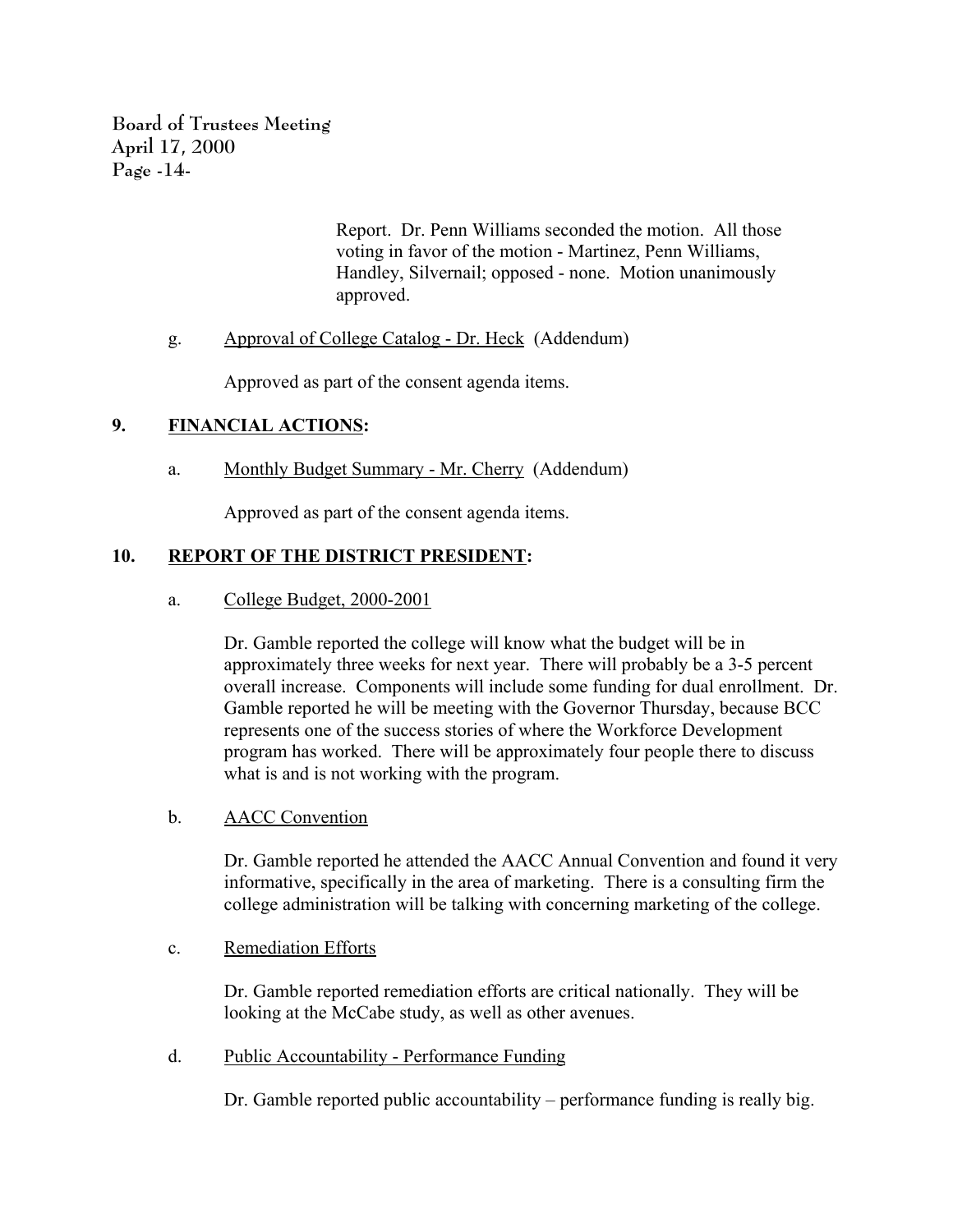Report. Dr. Penn Williams seconded the motion. All those voting in favor of the motion - Martinez, Penn Williams, Handley, Silvernail; opposed - none. Motion unanimously approved.

g. Approval of College Catalog - Dr. Heck (Addendum)

Approved as part of the consent agenda items.

## 9. FINANCIAL ACTIONS:

a. Monthly Budget Summary - Mr. Cherry (Addendum)

Approved as part of the consent agenda items.

## 10. REPORT OF THE DISTRICT PRESIDENT:

a. College Budget, 2000-2001

Dr. Gamble reported the college will know what the budget will be in approximately three weeks for next year. There will probably be a 3-5 percent overall increase. Components will include some funding for dual enrollment. Dr. Gamble reported he will be meeting with the Governor Thursday, because BCC represents one of the success stories of where the Workforce Development program has worked. There will be approximately four people there to discuss what is and is not working with the program.

b. AACC Convention

Dr. Gamble reported he attended the AACC Annual Convention and found it very informative, specifically in the area of marketing. There is a consulting firm the college administration will be talking with concerning marketing of the college.

c. Remediation Efforts

Dr. Gamble reported remediation efforts are critical nationally. They will be looking at the McCabe study, as well as other avenues.

d. Public Accountability - Performance Funding

Dr. Gamble reported public accountability – performance funding is really big.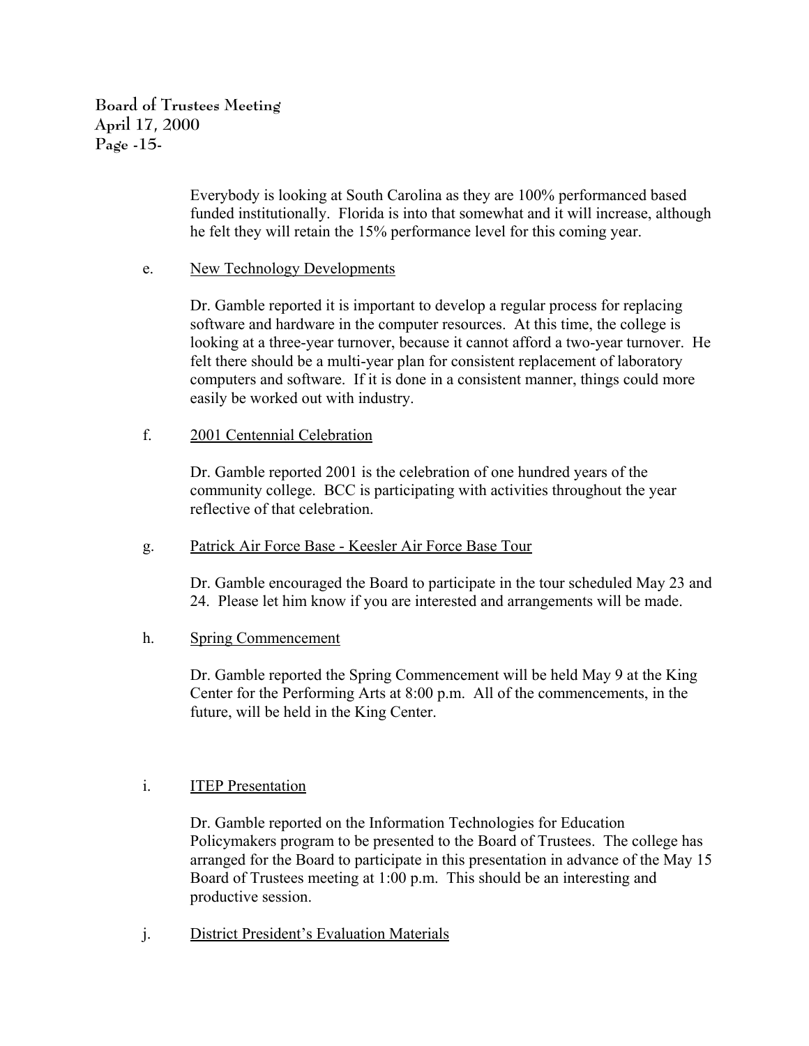Everybody is looking at South Carolina as they are 100% performanced based funded institutionally. Florida is into that somewhat and it will increase, although he felt they will retain the 15% performance level for this coming year.

e. <u>New Technology Developments</u>

Dr. Gamble reported it is important to develop a regular process for replacing software and hardware in the computer resources. At this time, the college is looking at a three-year turnover, because it cannot afford a two-year turnover. He felt there should be a multi-year plan for consistent replacement of laboratory computers and software. If it is done in a consistent manner, things could more easily be worked out with industry.

f. <u>2001 Centennial Celebration</u>

Dr. Gamble reported 2001 is the celebration of one hundred years of the community college. BCC is participating with activities throughout the year reflective of that celebration.

g. <u>Patrick Air Force Base - Keesler Air Force Base Tour</u>

Dr. Gamble encouraged the Board to participate in the tour scheduled May 23 and 24. Please let him know if you are interested and arrangements will be made.

h. <u>Spring Commencement</u>

Dr. Gamble reported the Spring Commencement will be held May 9 at the King Center for the Performing Arts at 8:00 p.m. All of the commencements, in the future, will be held in the King Center.

i. <u>ITEP Presentation</u>

Dr. Gamble reported on the Information Technologies for Education Policymakers program to be presented to the Board of Trustees. The college has arranged for the Board to participate in this presentation in advance of the May 15 Board of Trustees meeting at 1:00 p.m. This should be an interesting and productive session.

j. <u>District President's Evaluation Materials</u>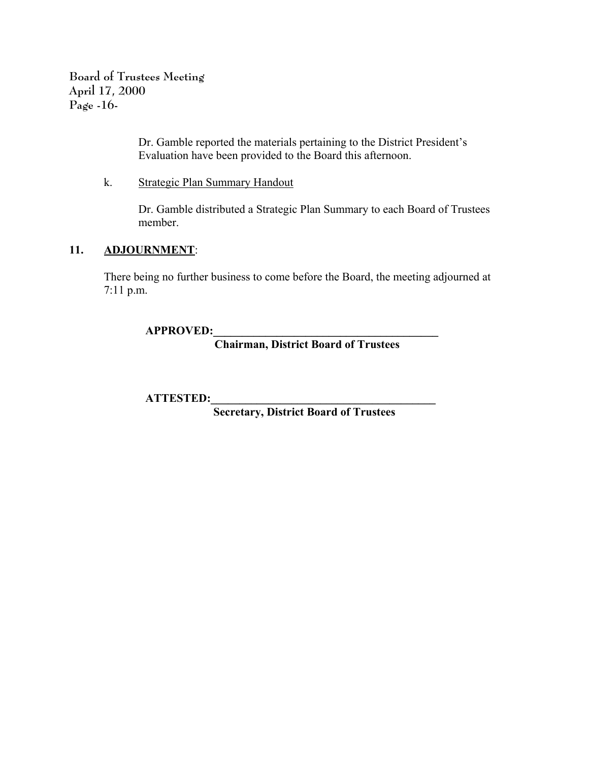Dr. Gamble reported the materials pertaining to the District President's Evaluation have been provided to the Board this afternoon.

k. Strategic Plan Summary Handout

Dr. Gamble distributed a Strategic Plan Summary to each Board of Trustees member.

## 11. ADJOURNMENT:

There being no further business to come before the Board, the meeting adjourned at 7:11 p.m.

**APPROVED:\_\_\_\_\_\_\_\_\_\_\_\_\_\_\_\_\_\_\_\_\_\_\_\_\_\_\_\_\_\_\_\_\_\_\_\_\_\_\_\_**
**Chairman, District Board of Trustees**

**ATTESTED:\_\_\_\_\_\_\_\_\_\_\_\_\_\_\_\_\_\_\_\_\_\_\_\_\_\_\_\_\_\_\_\_\_\_\_\_\_\_\_\_**
**Secretary, District Board of Trustees**